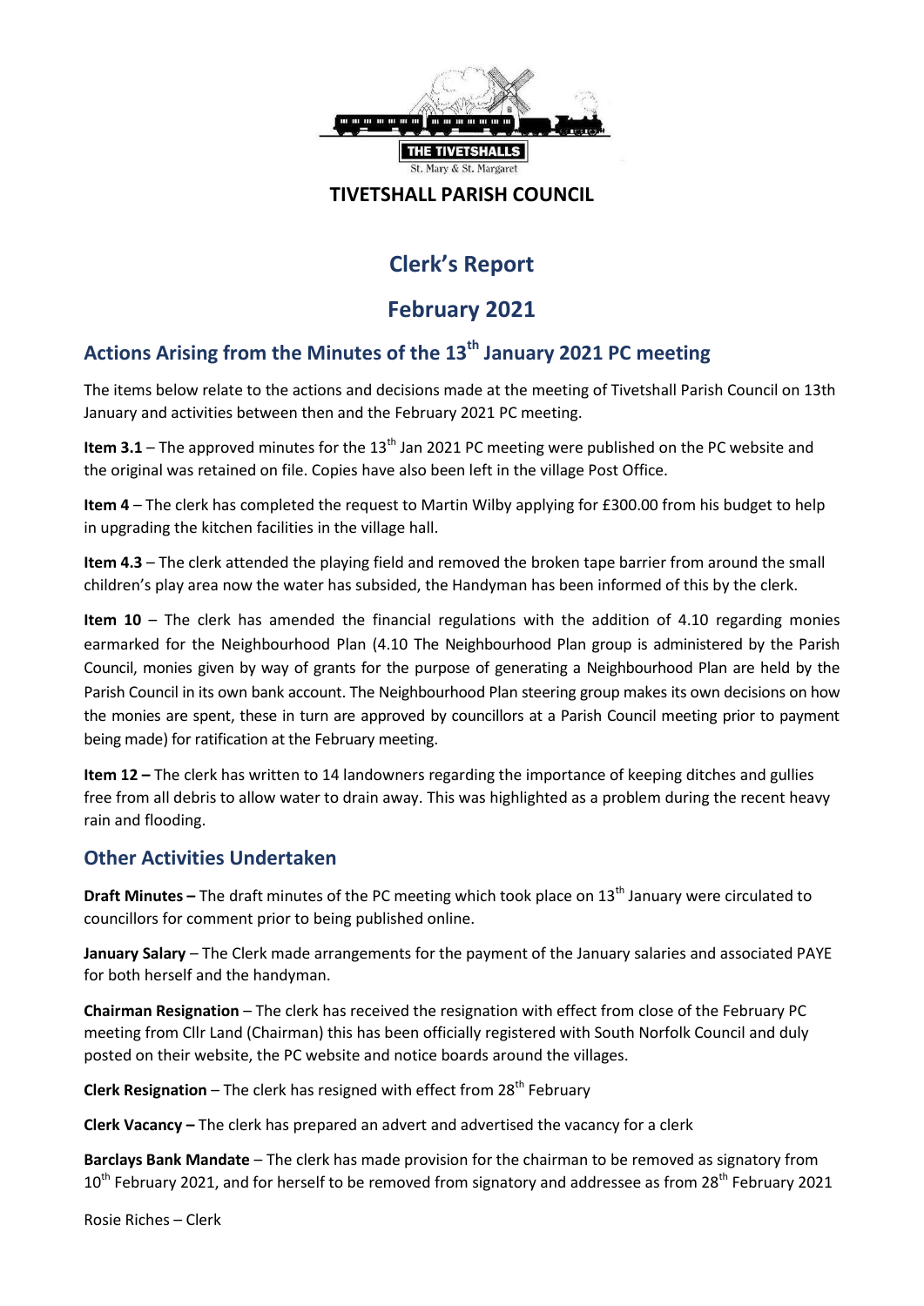THE TIVETSHALLS

St. Mary & St. Margaret

**TIVETSHALL PARISH COUNCIL**

# Clerk's Report

# February 2021

## Actions Arising from the Minutes of the 13th January 2021 PC meeting

The items below relate to the actions and decisions made at the meeting of Tivetshall Parish Council on 13th January and activities between then and the February 2021 PC meeting.

**Item 3.1** – The approved minutes for the 13th Jan 2021 PC meeting were published on the PC website and the original was retained on file. Copies have also been left in the village Post Office.

**Item 4** – The clerk has completed the request to Martin Wilby applying for £300.00 from his budget to help in upgrading the kitchen facilities in the village hall.

**Item 4.3** – The clerk attended the playing field and removed the broken tape barrier from around the small children's play area now the water has subsided, the Handyman has been informed of this by the clerk.

**Item 10** – The clerk has amended the financial regulations with the addition of 4.10 regarding monies earmarked for the Neighbourhood Plan (4.10 The Neighbourhood Plan group is administered by the Parish Council, monies given by way of grants for the purpose of generating a Neighbourhood Plan are held by the Parish Council in its own bank account. The Neighbourhood Plan steering group makes its own decisions on how the monies are spent, these in turn are approved by councillors at a Parish Council meeting prior to payment being made) for ratification at the February meeting.

**Item 12 –** The clerk has written to 14 landowners regarding the importance of keeping ditches and gullies free from all debris to allow water to drain away. This was highlighted as a problem during the recent heavy rain and flooding.

## Other Activities Undertaken

**Draft Minutes –** The draft minutes of the PC meeting which took place on 13th January were circulated to councillors for comment prior to being published online.

**January Salary** – The Clerk made arrangements for the payment of the January salaries and associated PAYE for both herself and the handyman.

**Chairman Resignation** – The clerk has received the resignation with effect from close of the February PC meeting from Cllr Land (Chairman) this has been officially registered with South Norfolk Council and duly posted on their website, the PC website and notice boards around the villages.

**Clerk Resignation** – The clerk has resigned with effect from 28th February

**Clerk Vacancy –** The clerk has prepared an advert and advertised the vacancy for a clerk

**Barclays Bank Mandate** – The clerk has made provision for the chairman to be removed as signatory from 10th February 2021, and for herself to be removed from signatory and addressee as from 28th February 2021

Rosie Riches – Clerk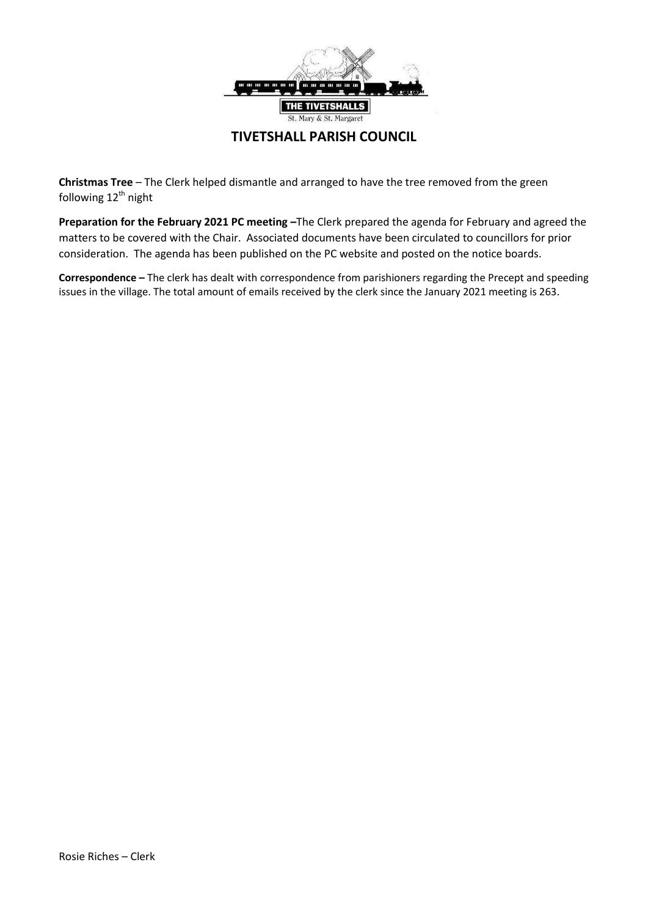THE TIVETSHALLS

St. Mary & St. Margaret

## TIVETSHALL PARISH COUNCIL

**Christmas Tree** – The Clerk helped dismantle and arranged to have the tree removed from the green following 12th night

**Preparation for the February 2021 PC meeting –**The Clerk prepared the agenda for February and agreed the matters to be covered with the Chair. Associated documents have been circulated to councillors for prior consideration. The agenda has been published on the PC website and posted on the notice boards.

**Correspondence –** The clerk has dealt with correspondence from parishioners regarding the Precept and speeding issues in the village. The total amount of emails received by the clerk since the January 2021 meeting is 263.

Rosie Riches – Clerk